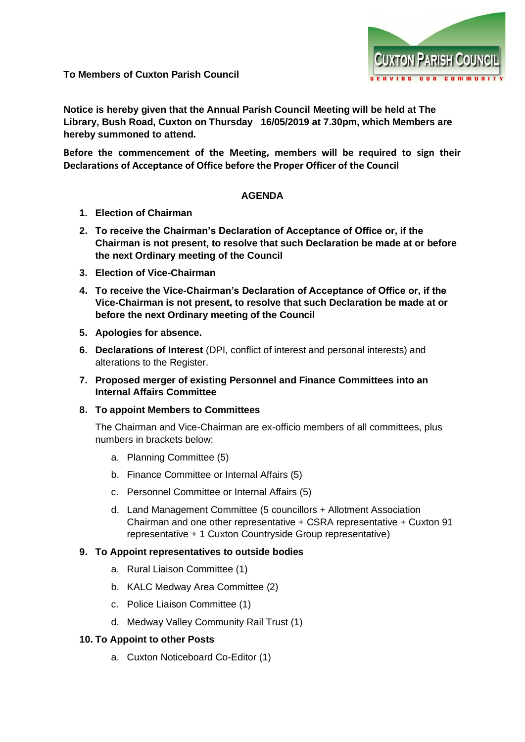**To Members of Cuxton Parish Council**

**Notice is hereby given that the Annual Parish Council Meeting will be held at The Library, Bush Road, Cuxton on Thursday 16/05/2019 at 7.30pm, which Members are hereby summoned to attend.**

**Before the commencement of the Meeting, members will be required to sign their Declarations of Acceptance of Office before the Proper Officer of the Council**

## AGENDA

1. **Election of Chairman**
2. **To receive the Chairman's Declaration of Acceptance of Office or, if the Chairman is not present, to resolve that such Declaration be made at or before the next Ordinary meeting of the Council**
3. **Election of Vice-Chairman**
4. **To receive the Vice-Chairman's Declaration of Acceptance of Office or, if the Vice-Chairman is not present, to resolve that such Declaration be made at or before the next Ordinary meeting of the Council**
5. **Apologies for absence.**
6. **Declarations of Interest** (DPI, conflict of interest and personal interests) and alterations to the Register.
7. **Proposed merger of existing Personnel and Finance Committees into an Internal Affairs Committee**
8. **To appoint Members to Committees**

   The Chairman and Vice-Chairman are ex-officio members of all committees, plus numbers in brackets below:

   a. Planning Committee (5)
   b. Finance Committee or Internal Affairs (5)
   c. Personnel Committee or Internal Affairs (5)
   d. Land Management Committee (5 councillors + Allotment Association Chairman and one other representative + CSRA representative + Cuxton 91 representative + 1 Cuxton Countryside Group representative)

9. **To Appoint representatives to outside bodies**

   a. Rural Liaison Committee (1)
   b. KALC Medway Area Committee (2)
   c. Police Liaison Committee (1)
   d. Medway Valley Community Rail Trust (1)

10. **To Appoint to other Posts**

    a. Cuxton Noticeboard Co-Editor (1)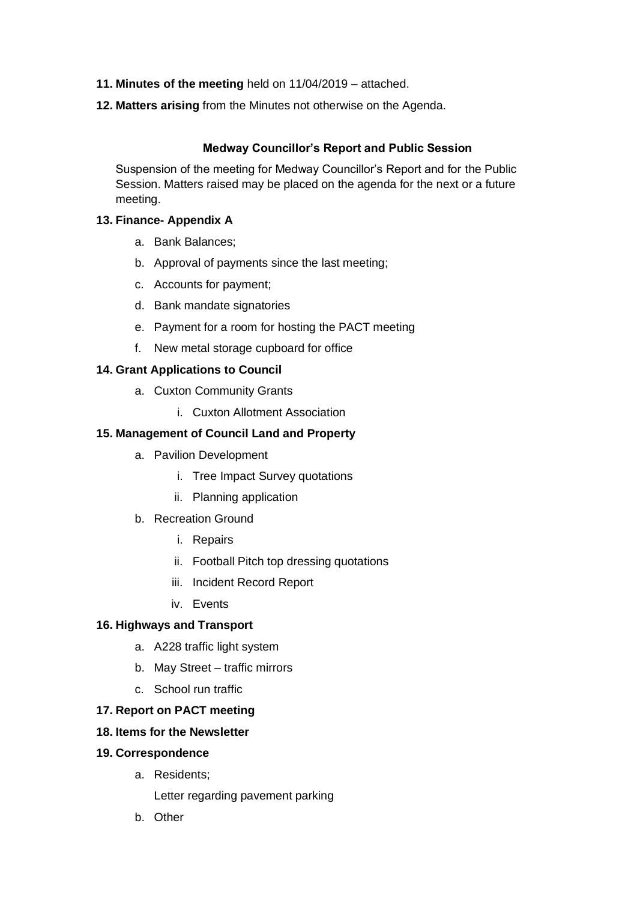**11. Minutes of the meeting** held on 11/04/2019 – attached.

**12. Matters arising** from the Minutes not otherwise on the Agenda.

**Medway Councillor's Report and Public Session**

Suspension of the meeting for Medway Councillor's Report and for the Public Session. Matters raised may be placed on the agenda for the next or a future meeting.

**13. Finance- Appendix A**

a. Bank Balances;

b. Approval of payments since the last meeting;

c. Accounts for payment;

d. Bank mandate signatories

e. Payment for a room for hosting the PACT meeting

f. New metal storage cupboard for office

**14. Grant Applications to Council**

a. Cuxton Community Grants

   i. Cuxton Allotment Association

**15. Management of Council Land and Property**

a. Pavilion Development

   i. Tree Impact Survey quotations

   ii. Planning application

b. Recreation Ground

   i. Repairs

   ii. Football Pitch top dressing quotations

   iii. Incident Record Report

   iv. Events

**16. Highways and Transport**

a. A228 traffic light system

b. May Street – traffic mirrors

c. School run traffic

**17. Report on PACT meeting**

**18. Items for the Newsletter**

**19. Correspondence**

a. Residents;

   Letter regarding pavement parking

b. Other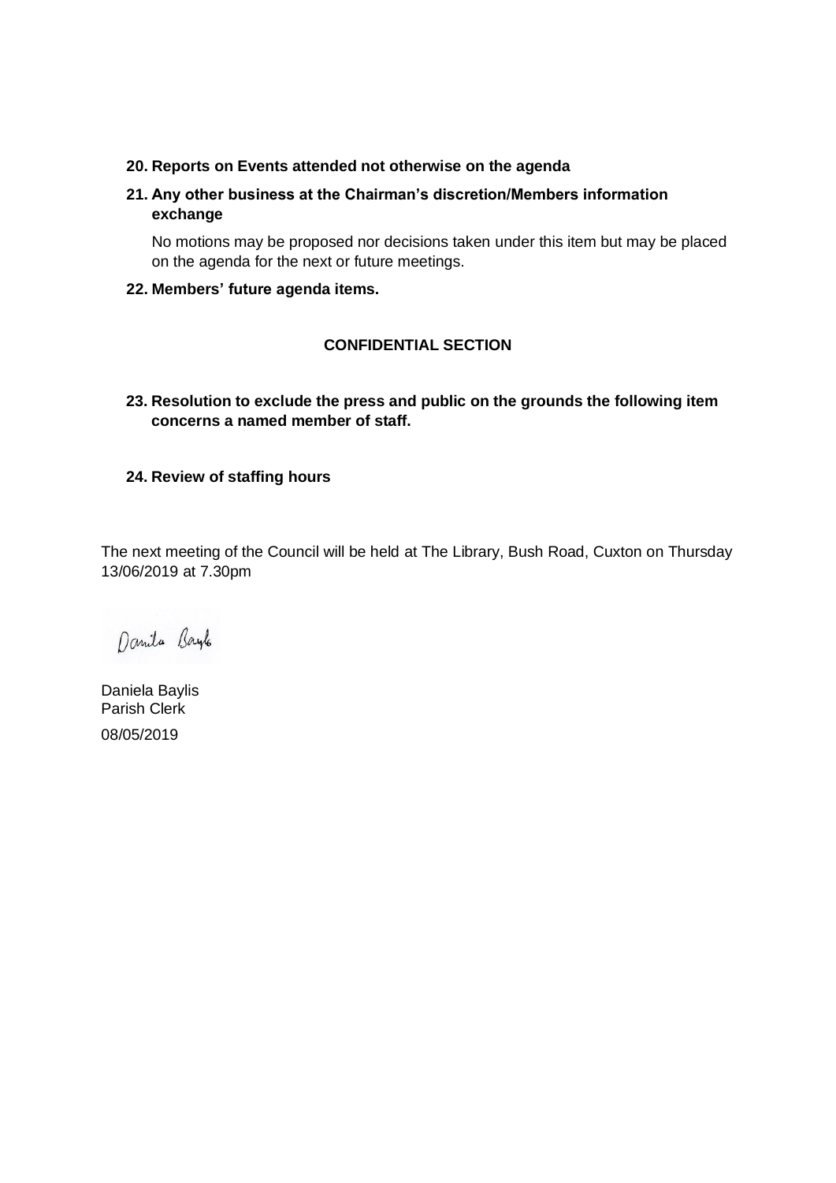**20. Reports on Events attended not otherwise on the agenda**

**21. Any other business at the Chairman's discretion/Members information exchange**

No motions may be proposed nor decisions taken under this item but may be placed on the agenda for the next or future meetings.

**22. Members' future agenda items.**

**CONFIDENTIAL SECTION**

**23. Resolution to exclude the press and public on the grounds the following item concerns a named member of staff.**

**24. Review of staffing hours**

The next meeting of the Council will be held at The Library, Bush Road, Cuxton on Thursday 13/06/2019 at 7.30pm

Daniela Baylis
Parish Clerk
08/05/2019